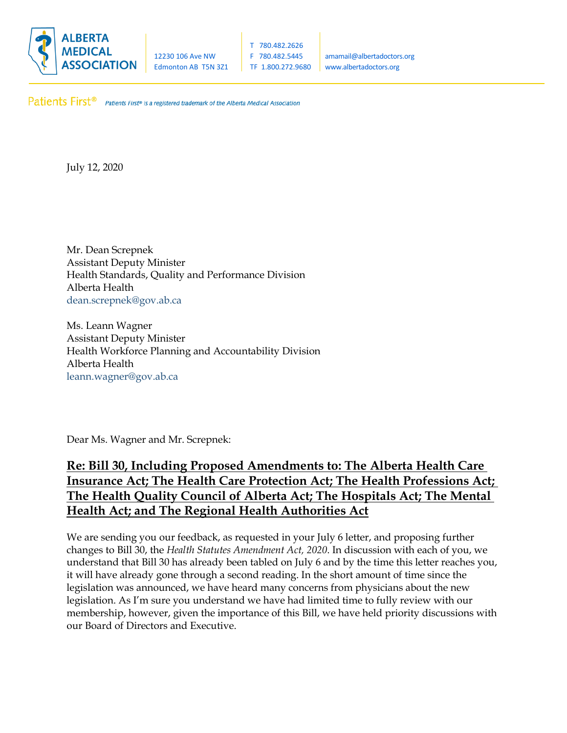**ALBERTA MEDICAL ASSOCIATION**

12230 106 Ave NW
Edmonton AB T5N 3Z1

T 780.482.2626
F 780.482.5445
TF 1.800.272.9680

amamail@albertadoctors.org
www.albertadoctors.org

Patients First® *Patients First® is a registered trademark of the Alberta Medical Association*

July 12, 2020

Mr. Dean Screpnek
Assistant Deputy Minister
Health Standards, Quality and Performance Division
Alberta Health
dean.screpnek@gov.ab.ca

Ms. Leann Wagner
Assistant Deputy Minister
Health Workforce Planning and Accountability Division
Alberta Health
leann.wagner@gov.ab.ca

Dear Ms. Wagner and Mr. Screpnek:

**Re: Bill 30, Including Proposed Amendments to: The Alberta Health Care Insurance Act; The Health Care Protection Act; The Health Professions Act; The Health Quality Council of Alberta Act; The Hospitals Act; The Mental Health Act; and The Regional Health Authorities Act**

We are sending you our feedback, as requested in your July 6 letter, and proposing further changes to Bill 30, the *Health Statutes Amendment Act, 2020*. In discussion with each of you, we understand that Bill 30 has already been tabled on July 6 and by the time this letter reaches you, it will have already gone through a second reading. In the short amount of time since the legislation was announced, we have heard many concerns from physicians about the new legislation. As I'm sure you understand we have had limited time to fully review with our membership, however, given the importance of this Bill, we have held priority discussions with our Board of Directors and Executive.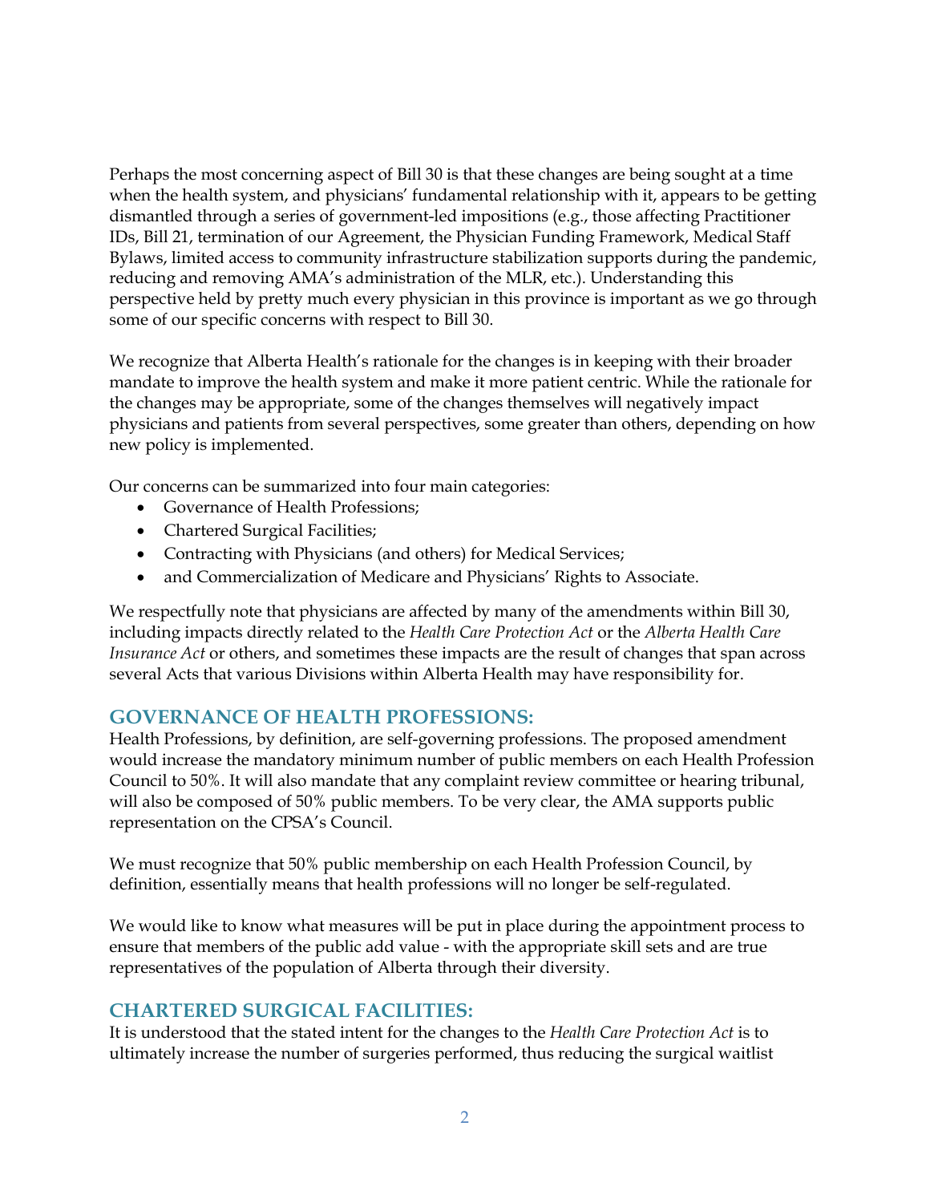Perhaps the most concerning aspect of Bill 30 is that these changes are being sought at a time when the health system, and physicians' fundamental relationship with it, appears to be getting dismantled through a series of government-led impositions (e.g., those affecting Practitioner IDs, Bill 21, termination of our Agreement, the Physician Funding Framework, Medical Staff Bylaws, limited access to community infrastructure stabilization supports during the pandemic, reducing and removing AMA's administration of the MLR, etc.). Understanding this perspective held by pretty much every physician in this province is important as we go through some of our specific concerns with respect to Bill 30.

We recognize that Alberta Health's rationale for the changes is in keeping with their broader mandate to improve the health system and make it more patient centric. While the rationale for the changes may be appropriate, some of the changes themselves will negatively impact physicians and patients from several perspectives, some greater than others, depending on how new policy is implemented.

Our concerns can be summarized into four main categories:

- Governance of Health Professions;
- Chartered Surgical Facilities;
- Contracting with Physicians (and others) for Medical Services;
- and Commercialization of Medicare and Physicians' Rights to Associate.

We respectfully note that physicians are affected by many of the amendments within Bill 30, including impacts directly related to the *Health Care Protection Act* or the *Alberta Health Care Insurance Act* or others, and sometimes these impacts are the result of changes that span across several Acts that various Divisions within Alberta Health may have responsibility for.

## GOVERNANCE OF HEALTH PROFESSIONS:

Health Professions, by definition, are self-governing professions. The proposed amendment would increase the mandatory minimum number of public members on each Health Profession Council to 50%. It will also mandate that any complaint review committee or hearing tribunal, will also be composed of 50% public members. To be very clear, the AMA supports public representation on the CPSA's Council.

We must recognize that 50% public membership on each Health Profession Council, by definition, essentially means that health professions will no longer be self-regulated.

We would like to know what measures will be put in place during the appointment process to ensure that members of the public add value - with the appropriate skill sets and are true representatives of the population of Alberta through their diversity.

## CHARTERED SURGICAL FACILITIES:

It is understood that the stated intent for the changes to the *Health Care Protection Act* is to ultimately increase the number of surgeries performed, thus reducing the surgical waitlist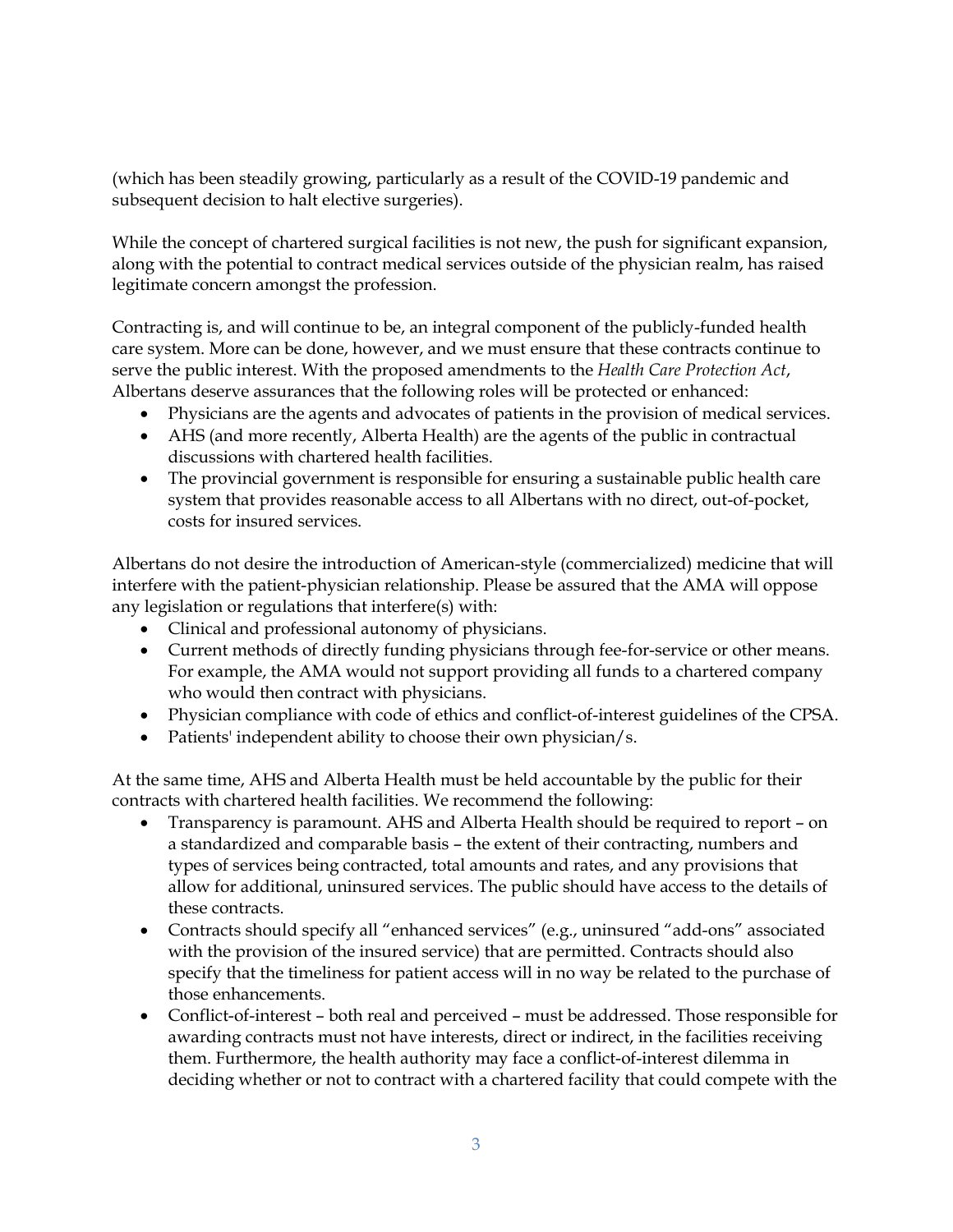(which has been steadily growing, particularly as a result of the COVID-19 pandemic and subsequent decision to halt elective surgeries).

While the concept of chartered surgical facilities is not new, the push for significant expansion, along with the potential to contract medical services outside of the physician realm, has raised legitimate concern amongst the profession.

Contracting is, and will continue to be, an integral component of the publicly-funded health care system. More can be done, however, and we must ensure that these contracts continue to serve the public interest. With the proposed amendments to the *Health Care Protection Act*, Albertans deserve assurances that the following roles will be protected or enhanced:

- Physicians are the agents and advocates of patients in the provision of medical services.
- AHS (and more recently, Alberta Health) are the agents of the public in contractual discussions with chartered health facilities.
- The provincial government is responsible for ensuring a sustainable public health care system that provides reasonable access to all Albertans with no direct, out-of-pocket, costs for insured services.

Albertans do not desire the introduction of American-style (commercialized) medicine that will interfere with the patient-physician relationship. Please be assured that the AMA will oppose any legislation or regulations that interfere(s) with:

- Clinical and professional autonomy of physicians.
- Current methods of directly funding physicians through fee-for-service or other means. For example, the AMA would not support providing all funds to a chartered company who would then contract with physicians.
- Physician compliance with code of ethics and conflict-of-interest guidelines of the CPSA.
- Patients' independent ability to choose their own physician/s.

At the same time, AHS and Alberta Health must be held accountable by the public for their contracts with chartered health facilities. We recommend the following:

- Transparency is paramount. AHS and Alberta Health should be required to report – on a standardized and comparable basis – the extent of their contracting, numbers and types of services being contracted, total amounts and rates, and any provisions that allow for additional, uninsured services. The public should have access to the details of these contracts.
- Contracts should specify all "enhanced services" (e.g., uninsured "add-ons" associated with the provision of the insured service) that are permitted. Contracts should also specify that the timeliness for patient access will in no way be related to the purchase of those enhancements.
- Conflict-of-interest – both real and perceived – must be addressed. Those responsible for awarding contracts must not have interests, direct or indirect, in the facilities receiving them. Furthermore, the health authority may face a conflict-of-interest dilemma in deciding whether or not to contract with a chartered facility that could compete with the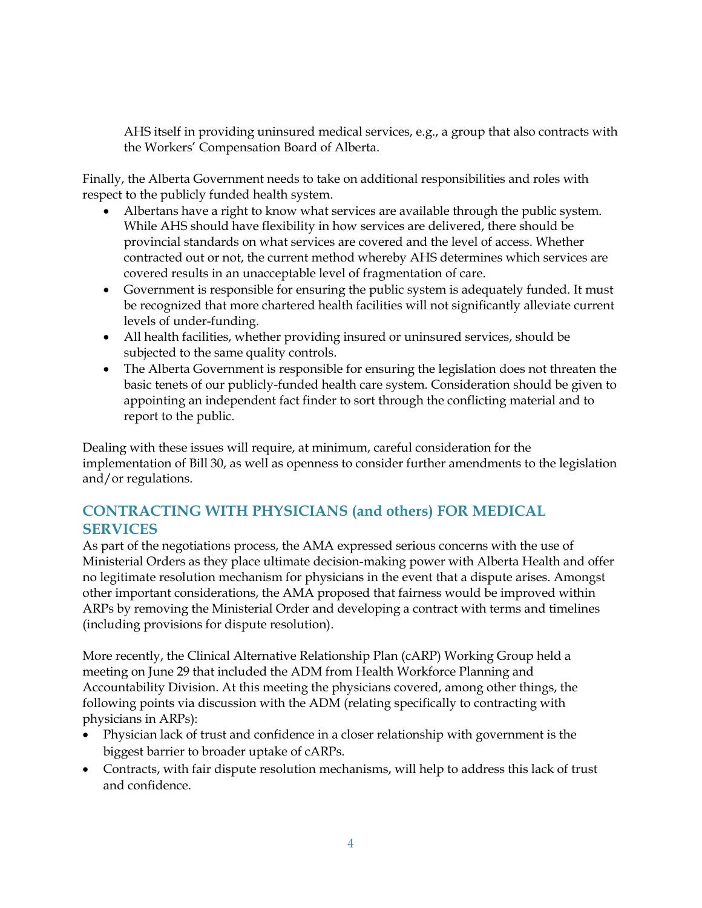AHS itself in providing uninsured medical services, e.g., a group that also contracts with the Workers' Compensation Board of Alberta.

Finally, the Alberta Government needs to take on additional responsibilities and roles with respect to the publicly funded health system.

- Albertans have a right to know what services are available through the public system. While AHS should have flexibility in how services are delivered, there should be provincial standards on what services are covered and the level of access. Whether contracted out or not, the current method whereby AHS determines which services are covered results in an unacceptable level of fragmentation of care.
- Government is responsible for ensuring the public system is adequately funded. It must be recognized that more chartered health facilities will not significantly alleviate current levels of under-funding.
- All health facilities, whether providing insured or uninsured services, should be subjected to the same quality controls.
- The Alberta Government is responsible for ensuring the legislation does not threaten the basic tenets of our publicly-funded health care system. Consideration should be given to appointing an independent fact finder to sort through the conflicting material and to report to the public.

Dealing with these issues will require, at minimum, careful consideration for the implementation of Bill 30, as well as openness to consider further amendments to the legislation and/or regulations.

## CONTRACTING WITH PHYSICIANS (and others) FOR MEDICAL SERVICES

As part of the negotiations process, the AMA expressed serious concerns with the use of Ministerial Orders as they place ultimate decision-making power with Alberta Health and offer no legitimate resolution mechanism for physicians in the event that a dispute arises. Amongst other important considerations, the AMA proposed that fairness would be improved within ARPs by removing the Ministerial Order and developing a contract with terms and timelines (including provisions for dispute resolution).

More recently, the Clinical Alternative Relationship Plan (cARP) Working Group held a meeting on June 29 that included the ADM from Health Workforce Planning and Accountability Division. At this meeting the physicians covered, among other things, the following points via discussion with the ADM (relating specifically to contracting with physicians in ARPs):

- Physician lack of trust and confidence in a closer relationship with government is the biggest barrier to broader uptake of cARPs.
- Contracts, with fair dispute resolution mechanisms, will help to address this lack of trust and confidence.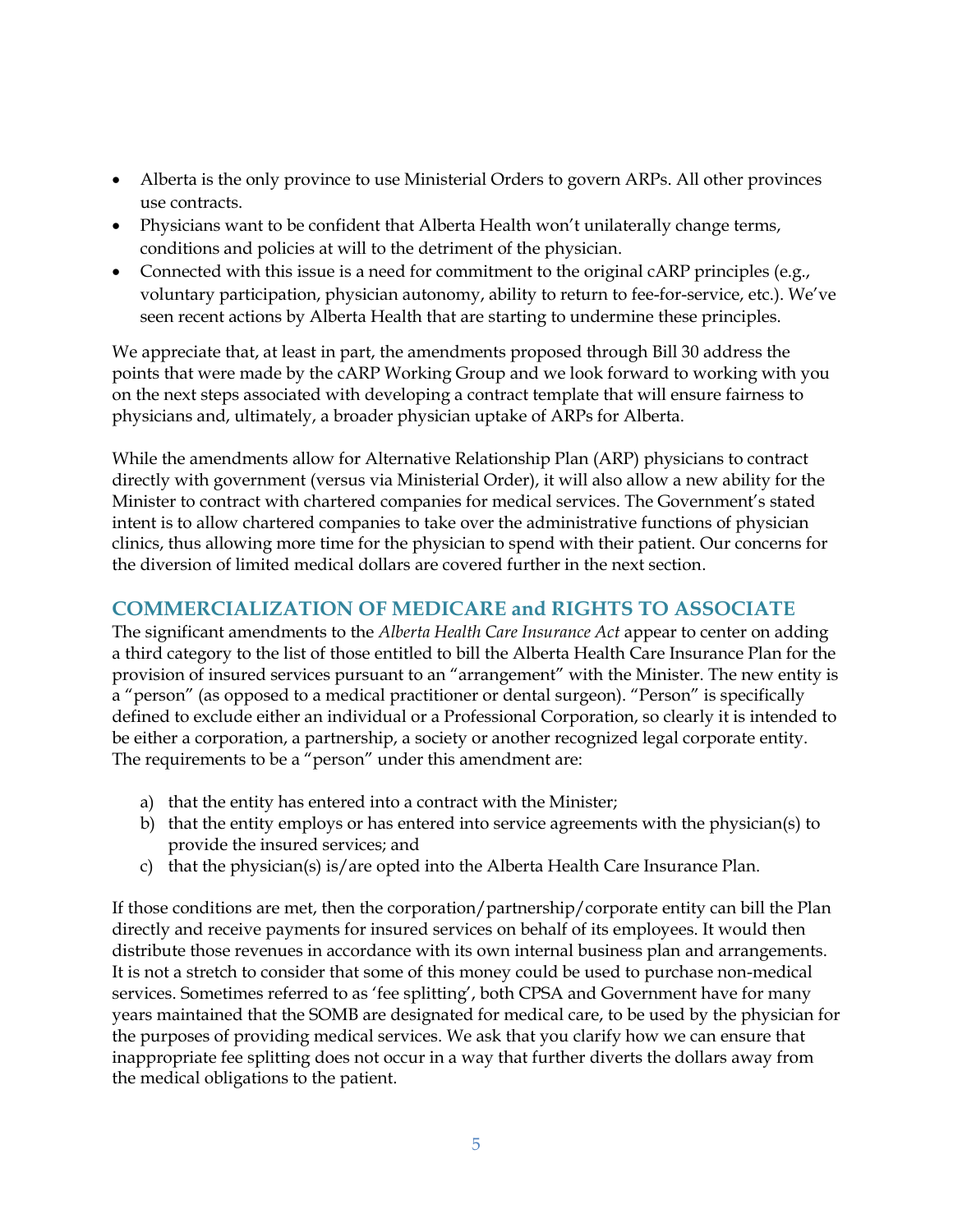- Alberta is the only province to use Ministerial Orders to govern ARPs. All other provinces use contracts.
- Physicians want to be confident that Alberta Health won't unilaterally change terms, conditions and policies at will to the detriment of the physician.
- Connected with this issue is a need for commitment to the original cARP principles (e.g., voluntary participation, physician autonomy, ability to return to fee-for-service, etc.). We've seen recent actions by Alberta Health that are starting to undermine these principles.

We appreciate that, at least in part, the amendments proposed through Bill 30 address the points that were made by the cARP Working Group and we look forward to working with you on the next steps associated with developing a contract template that will ensure fairness to physicians and, ultimately, a broader physician uptake of ARPs for Alberta.

While the amendments allow for Alternative Relationship Plan (ARP) physicians to contract directly with government (versus via Ministerial Order), it will also allow a new ability for the Minister to contract with chartered companies for medical services. The Government's stated intent is to allow chartered companies to take over the administrative functions of physician clinics, thus allowing more time for the physician to spend with their patient. Our concerns for the diversion of limited medical dollars are covered further in the next section.

## COMMERCIALIZATION OF MEDICARE and RIGHTS TO ASSOCIATE

The significant amendments to the *Alberta Health Care Insurance Act* appear to center on adding a third category to the list of those entitled to bill the Alberta Health Care Insurance Plan for the provision of insured services pursuant to an "arrangement" with the Minister. The new entity is a "person" (as opposed to a medical practitioner or dental surgeon). "Person" is specifically defined to exclude either an individual or a Professional Corporation, so clearly it is intended to be either a corporation, a partnership, a society or another recognized legal corporate entity. The requirements to be a "person" under this amendment are:

a) that the entity has entered into a contract with the Minister;
b) that the entity employs or has entered into service agreements with the physician(s) to provide the insured services; and
c) that the physician(s) is/are opted into the Alberta Health Care Insurance Plan.

If those conditions are met, then the corporation/partnership/corporate entity can bill the Plan directly and receive payments for insured services on behalf of its employees. It would then distribute those revenues in accordance with its own internal business plan and arrangements. It is not a stretch to consider that some of this money could be used to purchase non-medical services. Sometimes referred to as 'fee splitting', both CPSA and Government have for many years maintained that the SOMB are designated for medical care, to be used by the physician for the purposes of providing medical services. We ask that you clarify how we can ensure that inappropriate fee splitting does not occur in a way that further diverts the dollars away from the medical obligations to the patient.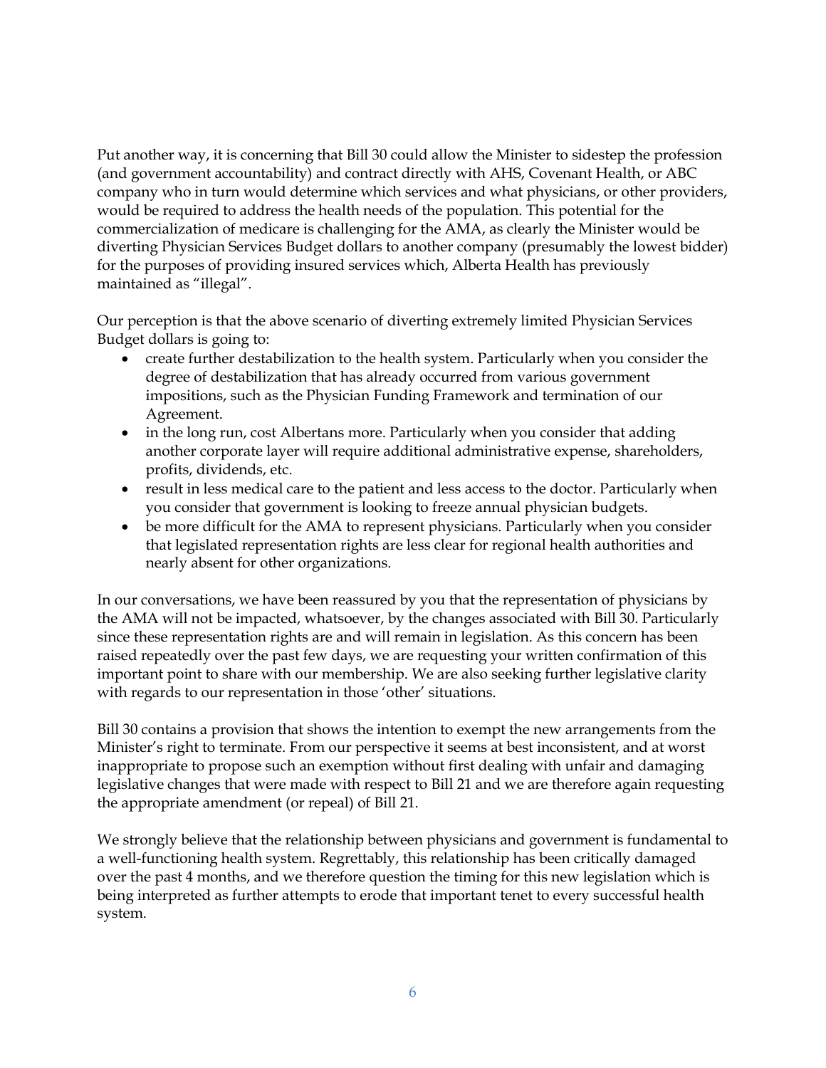Put another way, it is concerning that Bill 30 could allow the Minister to sidestep the profession (and government accountability) and contract directly with AHS, Covenant Health, or ABC company who in turn would determine which services and what physicians, or other providers, would be required to address the health needs of the population. This potential for the commercialization of medicare is challenging for the AMA, as clearly the Minister would be diverting Physician Services Budget dollars to another company (presumably the lowest bidder) for the purposes of providing insured services which, Alberta Health has previously maintained as "illegal".

Our perception is that the above scenario of diverting extremely limited Physician Services Budget dollars is going to:

- create further destabilization to the health system. Particularly when you consider the degree of destabilization that has already occurred from various government impositions, such as the Physician Funding Framework and termination of our Agreement.
- in the long run, cost Albertans more. Particularly when you consider that adding another corporate layer will require additional administrative expense, shareholders, profits, dividends, etc.
- result in less medical care to the patient and less access to the doctor. Particularly when you consider that government is looking to freeze annual physician budgets.
- be more difficult for the AMA to represent physicians. Particularly when you consider that legislated representation rights are less clear for regional health authorities and nearly absent for other organizations.

In our conversations, we have been reassured by you that the representation of physicians by the AMA will not be impacted, whatsoever, by the changes associated with Bill 30. Particularly since these representation rights are and will remain in legislation. As this concern has been raised repeatedly over the past few days, we are requesting your written confirmation of this important point to share with our membership. We are also seeking further legislative clarity with regards to our representation in those 'other' situations.

Bill 30 contains a provision that shows the intention to exempt the new arrangements from the Minister's right to terminate. From our perspective it seems at best inconsistent, and at worst inappropriate to propose such an exemption without first dealing with unfair and damaging legislative changes that were made with respect to Bill 21 and we are therefore again requesting the appropriate amendment (or repeal) of Bill 21.

We strongly believe that the relationship between physicians and government is fundamental to a well-functioning health system. Regrettably, this relationship has been critically damaged over the past 4 months, and we therefore question the timing for this new legislation which is being interpreted as further attempts to erode that important tenet to every successful health system.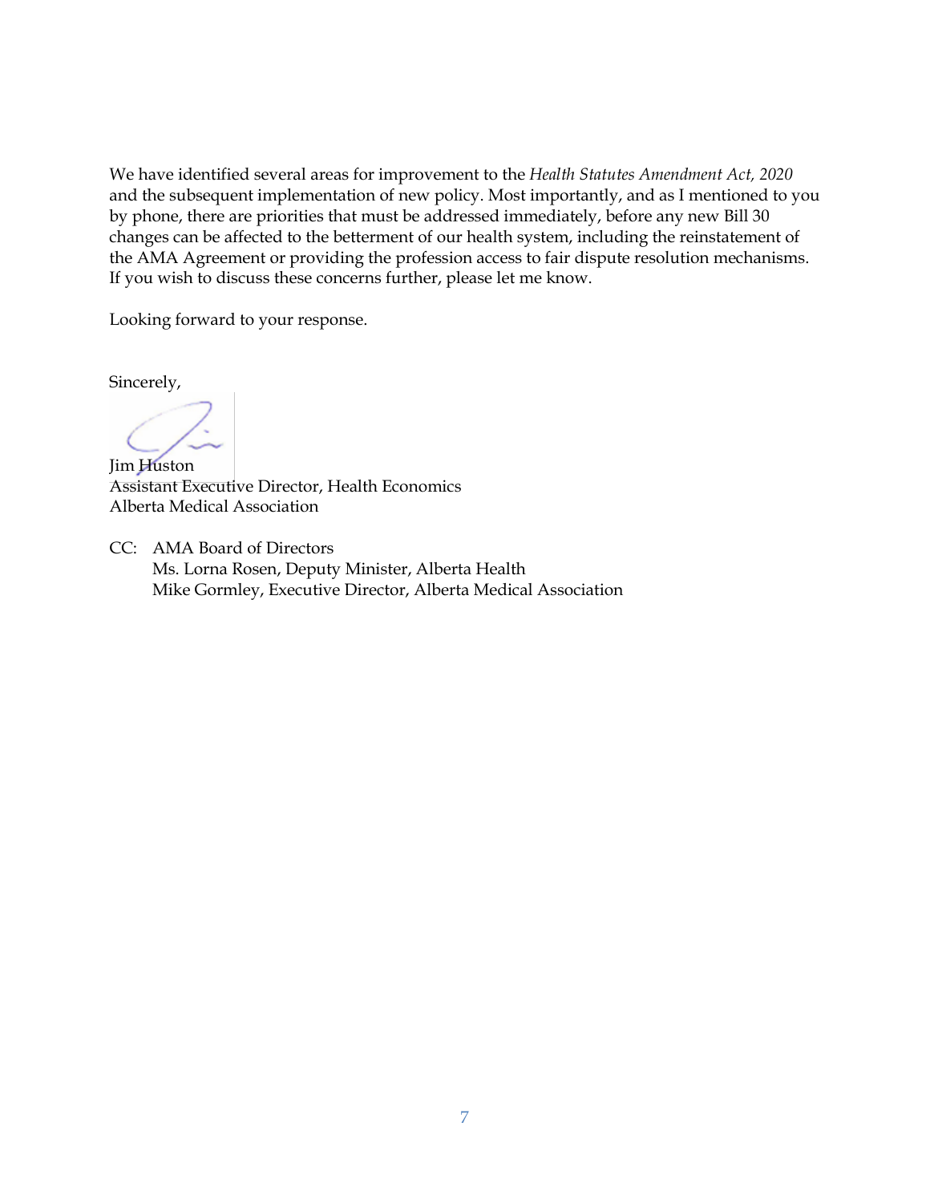We have identified several areas for improvement to the *Health Statutes Amendment Act, 2020* and the subsequent implementation of new policy. Most importantly, and as I mentioned to you by phone, there are priorities that must be addressed immediately, before any new Bill 30 changes can be affected to the betterment of our health system, including the reinstatement of the AMA Agreement or providing the profession access to fair dispute resolution mechanisms. If you wish to discuss these concerns further, please let me know.

Looking forward to your response.

Sincerely,

Jim Huston
Assistant Executive Director, Health Economics
Alberta Medical Association

CC: AMA Board of Directors
Ms. Lorna Rosen, Deputy Minister, Alberta Health
Mike Gormley, Executive Director, Alberta Medical Association